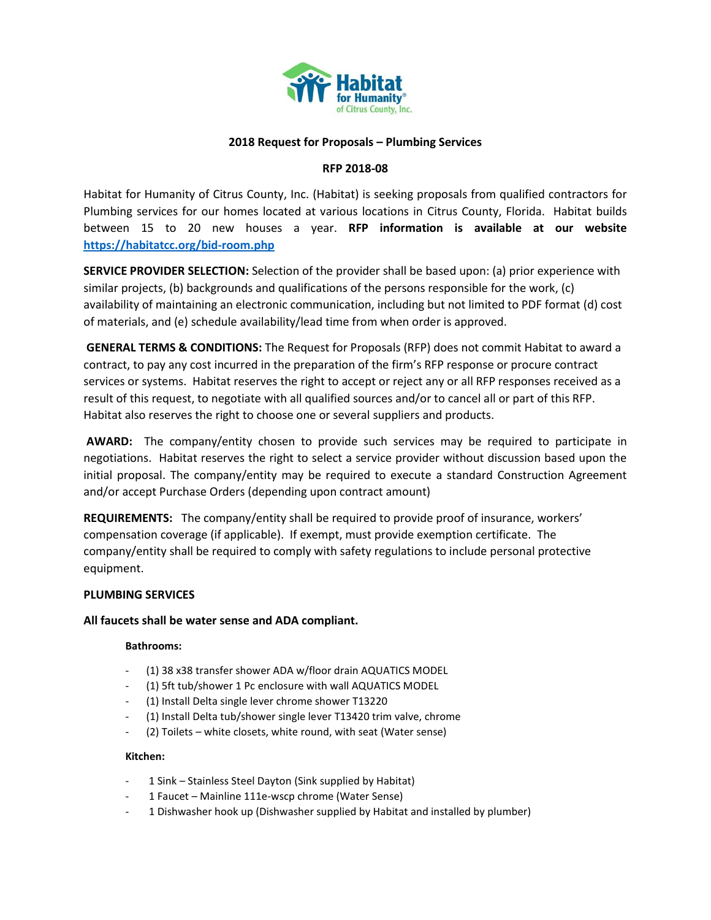# 2018 Request for Proposals – Plumbing Services

## RFP 2018-08

Habitat for Humanity of Citrus County, Inc. (Habitat) is seeking proposals from qualified contractors for Plumbing services for our homes located at various locations in Citrus County, Florida. Habitat builds between 15 to 20 new houses a year. **RFP information is available at our website https://habitatcc.org/bid-room.php**

**SERVICE PROVIDER SELECTION:** Selection of the provider shall be based upon: (a) prior experience with similar projects, (b) backgrounds and qualifications of the persons responsible for the work, (c) availability of maintaining an electronic communication, including but not limited to PDF format (d) cost of materials, and (e) schedule availability/lead time from when order is approved.

**GENERAL TERMS & CONDITIONS:** The Request for Proposals (RFP) does not commit Habitat to award a contract, to pay any cost incurred in the preparation of the firm's RFP response or procure contract services or systems. Habitat reserves the right to accept or reject any or all RFP responses received as a result of this request, to negotiate with all qualified sources and/or to cancel all or part of this RFP. Habitat also reserves the right to choose one or several suppliers and products.

**AWARD:** The company/entity chosen to provide such services may be required to participate in negotiations. Habitat reserves the right to select a service provider without discussion based upon the initial proposal. The company/entity may be required to execute a standard Construction Agreement and/or accept Purchase Orders (depending upon contract amount)

**REQUIREMENTS:** The company/entity shall be required to provide proof of insurance, workers' compensation coverage (if applicable). If exempt, must provide exemption certificate. The company/entity shall be required to comply with safety regulations to include personal protective equipment.

**PLUMBING SERVICES**

**All faucets shall be water sense and ADA compliant.**

**Bathrooms:**

- (1) 38 x38 transfer shower ADA w/floor drain AQUATICS MODEL
- (1) 5ft tub/shower 1 Pc enclosure with wall AQUATICS MODEL
- (1) Install Delta single lever chrome shower T13220
- (1) Install Delta tub/shower single lever T13420 trim valve, chrome
- (2) Toilets – white closets, white round, with seat (Water sense)

**Kitchen:**

- 1 Sink – Stainless Steel Dayton (Sink supplied by Habitat)
- 1 Faucet – Mainline 111e-wscp chrome (Water Sense)
- 1 Dishwasher hook up (Dishwasher supplied by Habitat and installed by plumber)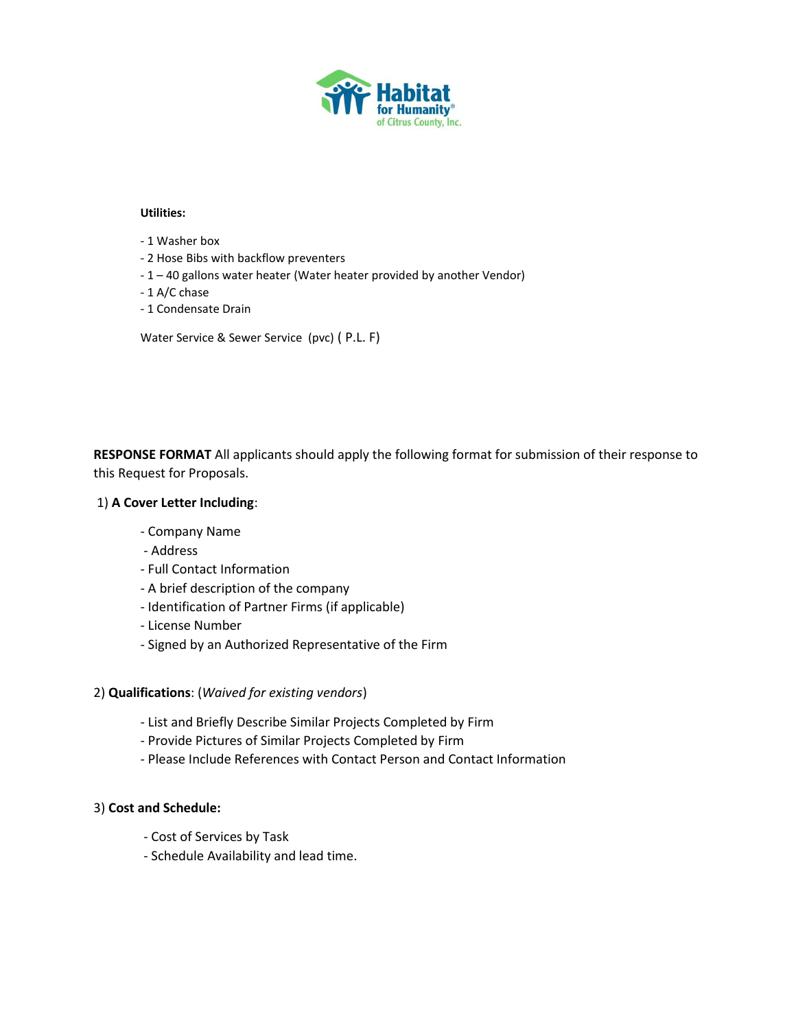**Utilities:**

- 1 Washer box
- 2 Hose Bibs with backflow preventers
- 1 – 40 gallons water heater (Water heater provided by another Vendor)
- 1 A/C chase
- 1 Condensate Drain

Water Service & Sewer Service (pvc) ( P.L. F)

**RESPONSE FORMAT** All applicants should apply the following format for submission of their response to this Request for Proposals.

1) **A Cover Letter Including**:

- Company Name
- Address
- Full Contact Information
- A brief description of the company
- Identification of Partner Firms (if applicable)
- License Number
- Signed by an Authorized Representative of the Firm

2) **Qualifications**: (*Waived for existing vendors*)

- List and Briefly Describe Similar Projects Completed by Firm
- Provide Pictures of Similar Projects Completed by Firm
- Please Include References with Contact Person and Contact Information

3) **Cost and Schedule:**

- Cost of Services by Task
- Schedule Availability and lead time.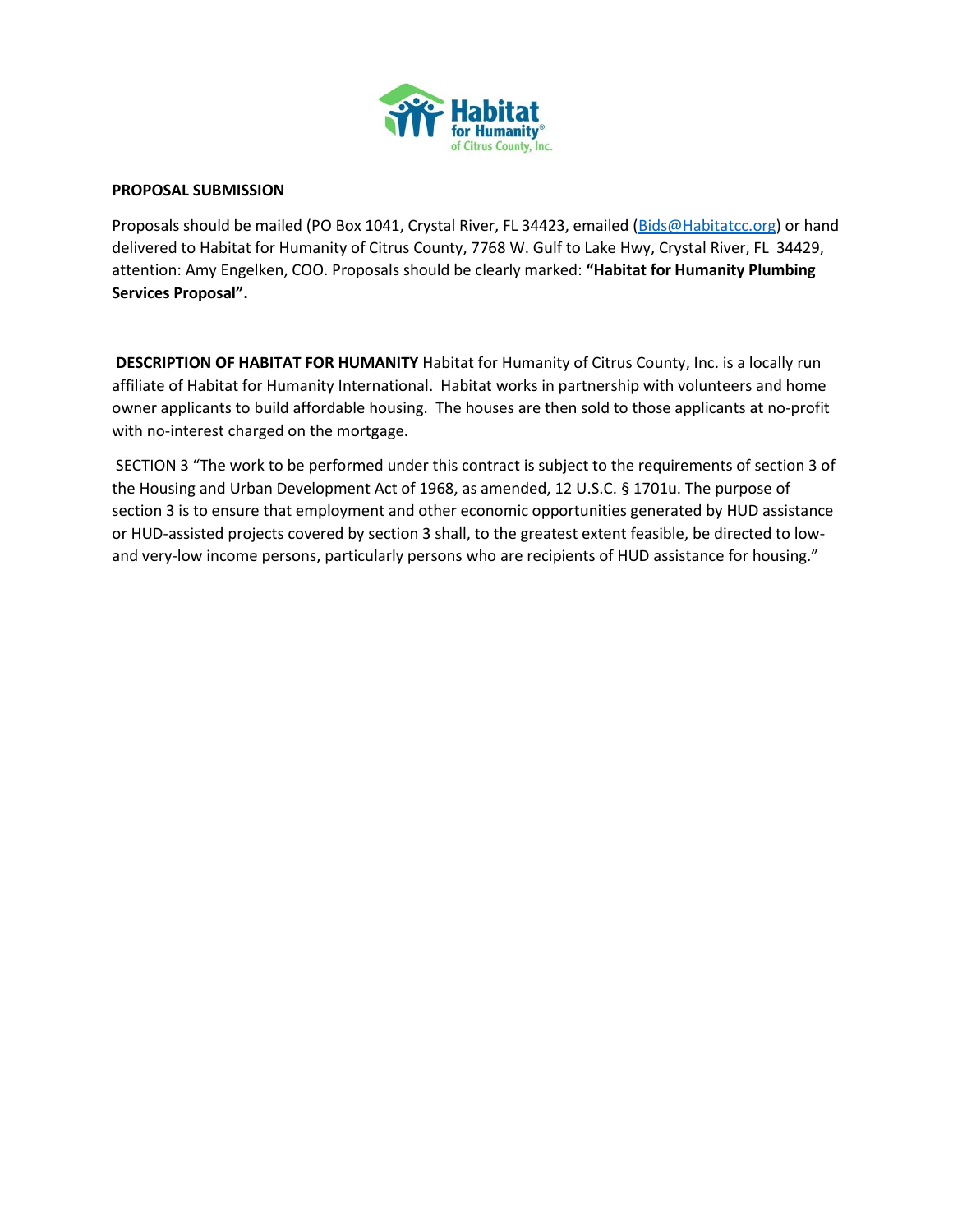**PROPOSAL SUBMISSION**

Proposals should be mailed (PO Box 1041, Crystal River, FL 34423, emailed (Bids@Habitatcc.org) or hand delivered to Habitat for Humanity of Citrus County, 7768 W. Gulf to Lake Hwy, Crystal River, FL 34429, attention: Amy Engelken, COO. Proposals should be clearly marked: **"Habitat for Humanity Plumbing Services Proposal".**

**DESCRIPTION OF HABITAT FOR HUMANITY** Habitat for Humanity of Citrus County, Inc. is a locally run affiliate of Habitat for Humanity International. Habitat works in partnership with volunteers and home owner applicants to build affordable housing. The houses are then sold to those applicants at no-profit with no-interest charged on the mortgage.

SECTION 3 "The work to be performed under this contract is subject to the requirements of section 3 of the Housing and Urban Development Act of 1968, as amended, 12 U.S.C. § 1701u. The purpose of section 3 is to ensure that employment and other economic opportunities generated by HUD assistance or HUD-assisted projects covered by section 3 shall, to the greatest extent feasible, be directed to low- and very-low income persons, particularly persons who are recipients of HUD assistance for housing."